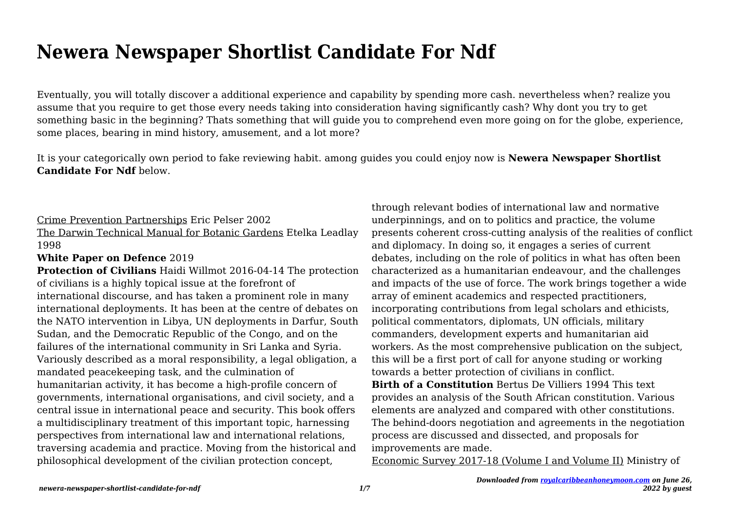# Newera Newspaper Shortlist Candidate For Ndf

Eventually, you will totally discover a additional experience and capability by spending more cash. nevertheless when? realize you assume that you require to get those every needs taking into consideration having significantly cash? Why dont you try to get something basic in the beginning? Thats something that will guide you to comprehend even more going on for the globe, experience, some places, bearing in mind history, amusement, and a lot more?

It is your categorically own period to fake reviewing habit. among guides you could enjoy now is **Newera Newspaper Shortlist Candidate For Ndf** below.

Crime Prevention Partnerships Eric Pelser 2002

The Darwin Technical Manual for Botanic Gardens Etelka Leadlay 1998

**White Paper on Defence** 2019

**Protection of Civilians** Haidi Willmot 2016-04-14 The protection of civilians is a highly topical issue at the forefront of international discourse, and has taken a prominent role in many international deployments. It has been at the centre of debates on the NATO intervention in Libya, UN deployments in Darfur, South Sudan, and the Democratic Republic of the Congo, and on the failures of the international community in Sri Lanka and Syria. Variously described as a moral responsibility, a legal obligation, a mandated peacekeeping task, and the culmination of humanitarian activity, it has become a high-profile concern of governments, international organisations, and civil society, and a central issue in international peace and security. This book offers a multidisciplinary treatment of this important topic, harnessing perspectives from international law and international relations, traversing academia and practice. Moving from the historical and philosophical development of the civilian protection concept, through relevant bodies of international law and normative underpinnings, and on to politics and practice, the volume presents coherent cross-cutting analysis of the realities of conflict and diplomacy. In doing so, it engages a series of current debates, including on the role of politics in what has often been characterized as a humanitarian endeavour, and the challenges and impacts of the use of force. The work brings together a wide array of eminent academics and respected practitioners, incorporating contributions from legal scholars and ethicists, political commentators, diplomats, UN officials, military commanders, development experts and humanitarian aid workers. As the most comprehensive publication on the subject, this will be a first port of call for anyone studing or working towards a better protection of civilians in conflict.

**Birth of a Constitution** Bertus De Villiers 1994 This text provides an analysis of the South African constitution. Various elements are analyzed and compared with other constitutions. The behind-doors negotiation and agreements in the negotiation process are discussed and dissected, and proposals for improvements are made.

Economic Survey 2017-18 (Volume I and Volume II) Ministry of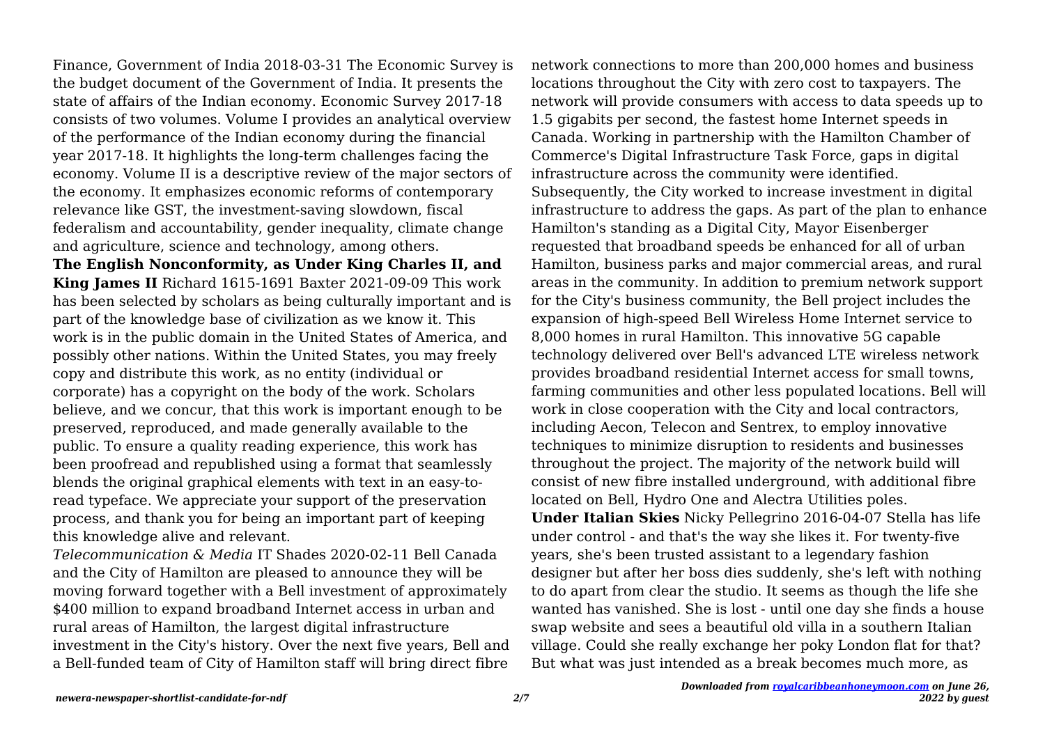Finance, Government of India 2018-03-31 The Economic Survey is the budget document of the Government of India. It presents the state of affairs of the Indian economy. Economic Survey 2017-18 consists of two volumes. Volume I provides an analytical overview of the performance of the Indian economy during the financial year 2017-18. It highlights the long-term challenges facing the economy. Volume II is a descriptive review of the major sectors of the economy. It emphasizes economic reforms of contemporary relevance like GST, the investment-saving slowdown, fiscal federalism and accountability, gender inequality, climate change and agriculture, science and technology, among others.

**The English Nonconformity, as Under King Charles II, and King James II** Richard 1615-1691 Baxter 2021-09-09 This work has been selected by scholars as being culturally important and is part of the knowledge base of civilization as we know it. This work is in the public domain in the United States of America, and possibly other nations. Within the United States, you may freely copy and distribute this work, as no entity (individual or corporate) has a copyright on the body of the work. Scholars believe, and we concur, that this work is important enough to be preserved, reproduced, and made generally available to the public. To ensure a quality reading experience, this work has been proofread and republished using a format that seamlessly blends the original graphical elements with text in an easy-to-read typeface. We appreciate your support of the preservation process, and thank you for being an important part of keeping this knowledge alive and relevant.

*Telecommunication & Media* IT Shades 2020-02-11 Bell Canada and the City of Hamilton are pleased to announce they will be moving forward together with a Bell investment of approximately $400 million to expand broadband Internet access in urban and rural areas of Hamilton, the largest digital infrastructure investment in the City's history. Over the next five years, Bell and a Bell-funded team of City of Hamilton staff will bring direct fibre network connections to more than 200,000 homes and business locations throughout the City with zero cost to taxpayers. The network will provide consumers with access to data speeds up to 1.5 gigabits per second, the fastest home Internet speeds in Canada. Working in partnership with the Hamilton Chamber of Commerce's Digital Infrastructure Task Force, gaps in digital infrastructure across the community were identified. Subsequently, the City worked to increase investment in digital infrastructure to address the gaps. As part of the plan to enhance Hamilton's standing as a Digital City, Mayor Eisenberger requested that broadband speeds be enhanced for all of urban Hamilton, business parks and major commercial areas, and rural areas in the community. In addition to premium network support for the City's business community, the Bell project includes the expansion of high-speed Bell Wireless Home Internet service to 8,000 homes in rural Hamilton. This innovative 5G capable technology delivered over Bell's advanced LTE wireless network provides broadband residential Internet access for small towns, farming communities and other less populated locations. Bell will work in close cooperation with the City and local contractors, including Aecon, Telecon and Sentrex, to employ innovative techniques to minimize disruption to residents and businesses throughout the project. The majority of the network build will consist of new fibre installed underground, with additional fibre located on Bell, Hydro One and Alectra Utilities poles.

**Under Italian Skies** Nicky Pellegrino 2016-04-07 Stella has life under control - and that's the way she likes it. For twenty-five years, she's been trusted assistant to a legendary fashion designer but after her boss dies suddenly, she's left with nothing to do apart from clear the studio. It seems as though the life she wanted has vanished. She is lost - until one day she finds a house swap website and sees a beautiful old villa in a southern Italian village. Could she really exchange her poky London flat for that? But what was just intended as a break becomes much more, as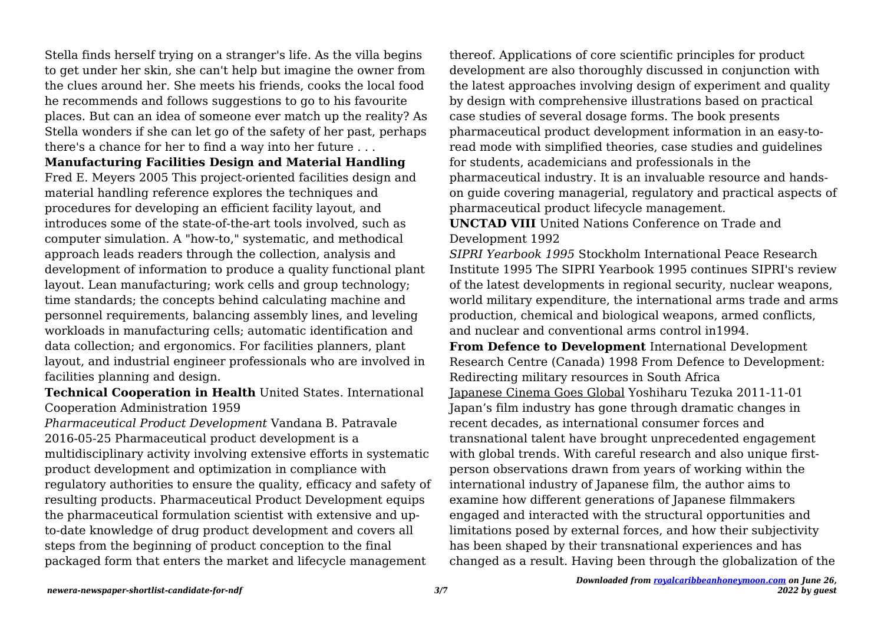Stella finds herself trying on a stranger's life. As the villa begins to get under her skin, she can't help but imagine the owner from the clues around her. She meets his friends, cooks the local food he recommends and follows suggestions to go to his favourite places. But can an idea of someone ever match up the reality? As Stella wonders if she can let go of the safety of her past, perhaps there's a chance for her to find a way into her future . . .

**Manufacturing Facilities Design and Material Handling** Fred E. Meyers 2005 This project-oriented facilities design and material handling reference explores the techniques and procedures for developing an efficient facility layout, and introduces some of the state-of-the-art tools involved, such as computer simulation. A "how-to," systematic, and methodical approach leads readers through the collection, analysis and development of information to produce a quality functional plant layout. Lean manufacturing; work cells and group technology; time standards; the concepts behind calculating machine and personnel requirements, balancing assembly lines, and leveling workloads in manufacturing cells; automatic identification and data collection; and ergonomics. For facilities planners, plant layout, and industrial engineer professionals who are involved in facilities planning and design.

**Technical Cooperation in Health** United States. International Cooperation Administration 1959

*Pharmaceutical Product Development* Vandana B. Patravale 2016-05-25 Pharmaceutical product development is a multidisciplinary activity involving extensive efforts in systematic product development and optimization in compliance with regulatory authorities to ensure the quality, efficacy and safety of resulting products. Pharmaceutical Product Development equips the pharmaceutical formulation scientist with extensive and up-to-date knowledge of drug product development and covers all steps from the beginning of product conception to the final packaged form that enters the market and lifecycle management thereof. Applications of core scientific principles for product development are also thoroughly discussed in conjunction with the latest approaches involving design of experiment and quality by design with comprehensive illustrations based on practical case studies of several dosage forms. The book presents pharmaceutical product development information in an easy-to-read mode with simplified theories, case studies and guidelines for students, academicians and professionals in the pharmaceutical industry. It is an invaluable resource and hands-on guide covering managerial, regulatory and practical aspects of pharmaceutical product lifecycle management.

**UNCTAD VIII** United Nations Conference on Trade and Development 1992

*SIPRI Yearbook 1995* Stockholm International Peace Research Institute 1995 The SIPRI Yearbook 1995 continues SIPRI's review of the latest developments in regional security, nuclear weapons, world military expenditure, the international arms trade and arms production, chemical and biological weapons, armed conflicts, and nuclear and conventional arms control in1994.

**From Defence to Development** International Development Research Centre (Canada) 1998 From Defence to Development: Redirecting military resources in South Africa

Japanese Cinema Goes Global Yoshiharu Tezuka 2011-11-01 Japan's film industry has gone through dramatic changes in recent decades, as international consumer forces and transnational talent have brought unprecedented engagement with global trends. With careful research and also unique first-person observations drawn from years of working within the international industry of Japanese film, the author aims to examine how different generations of Japanese filmmakers engaged and interacted with the structural opportunities and limitations posed by external forces, and how their subjectivity has been shaped by their transnational experiences and has changed as a result. Having been through the globalization of the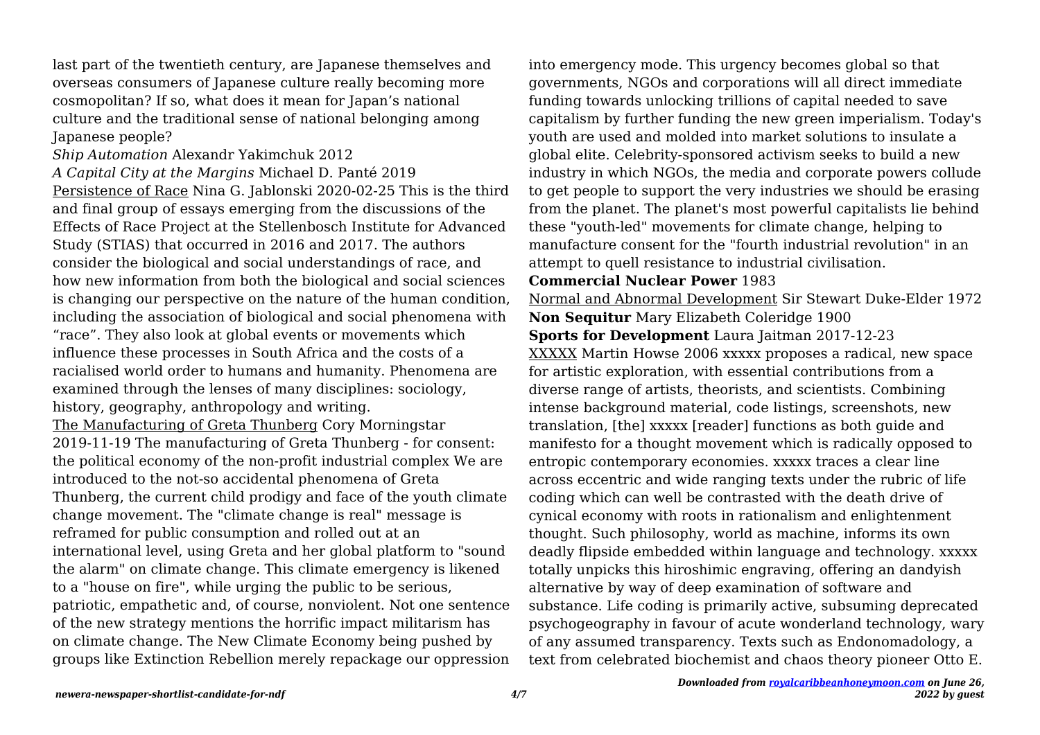last part of the twentieth century, are Japanese themselves and overseas consumers of Japanese culture really becoming more cosmopolitan? If so, what does it mean for Japan's national culture and the traditional sense of national belonging among Japanese people?

*Ship Automation* Alexandr Yakimchuk 2012

*A Capital City at the Margins* Michael D. Panté 2019

Persistence of Race Nina G. Jablonski 2020-02-25 This is the third and final group of essays emerging from the discussions of the Effects of Race Project at the Stellenbosch Institute for Advanced Study (STIAS) that occurred in 2016 and 2017. The authors consider the biological and social understandings of race, and how new information from both the biological and social sciences is changing our perspective on the nature of the human condition, including the association of biological and social phenomena with "race". They also look at global events or movements which influence these processes in South Africa and the costs of a racialised world order to humans and humanity. Phenomena are examined through the lenses of many disciplines: sociology, history, geography, anthropology and writing.

The Manufacturing of Greta Thunberg Cory Morningstar 2019-11-19 The manufacturing of Greta Thunberg - for consent: the political economy of the non-profit industrial complex We are introduced to the not-so accidental phenomena of Greta Thunberg, the current child prodigy and face of the youth climate change movement. The "climate change is real" message is reframed for public consumption and rolled out at an international level, using Greta and her global platform to "sound the alarm" on climate change. This climate emergency is likened to a "house on fire", while urging the public to be serious, patriotic, empathetic and, of course, nonviolent. Not one sentence of the new strategy mentions the horrific impact militarism has on climate change. The New Climate Economy being pushed by groups like Extinction Rebellion merely repackage our oppression into emergency mode. This urgency becomes global so that governments, NGOs and corporations will all direct immediate funding towards unlocking trillions of capital needed to save capitalism by further funding the new green imperialism. Today's youth are used and molded into market solutions to insulate a global elite. Celebrity-sponsored activism seeks to build a new industry in which NGOs, the media and corporate powers collude to get people to support the very industries we should be erasing from the planet. The planet's most powerful capitalists lie behind these "youth-led" movements for climate change, helping to manufacture consent for the "fourth industrial revolution" in an attempt to quell resistance to industrial civilisation.

**Commercial Nuclear Power** 1983

Normal and Abnormal Development Sir Stewart Duke-Elder 1972

**Non Sequitur** Mary Elizabeth Coleridge 1900

**Sports for Development** Laura Jaitman 2017-12-23

XXXXX Martin Howse 2006 xxxxx proposes a radical, new space for artistic exploration, with essential contributions from a diverse range of artists, theorists, and scientists. Combining intense background material, code listings, screenshots, new translation, [the] xxxxx [reader] functions as both guide and manifesto for a thought movement which is radically opposed to entropic contemporary economies. xxxxx traces a clear line across eccentric and wide ranging texts under the rubric of life coding which can well be contrasted with the death drive of cynical economy with roots in rationalism and enlightenment thought. Such philosophy, world as machine, informs its own deadly flipside embedded within language and technology. xxxxx totally unpicks this hiroshimic engraving, offering an dandyish alternative by way of deep examination of software and substance. Life coding is primarily active, subsuming deprecated psychogeography in favour of acute wonderland technology, wary of any assumed transparency. Texts such as Endonomadology, a text from celebrated biochemist and chaos theory pioneer Otto E.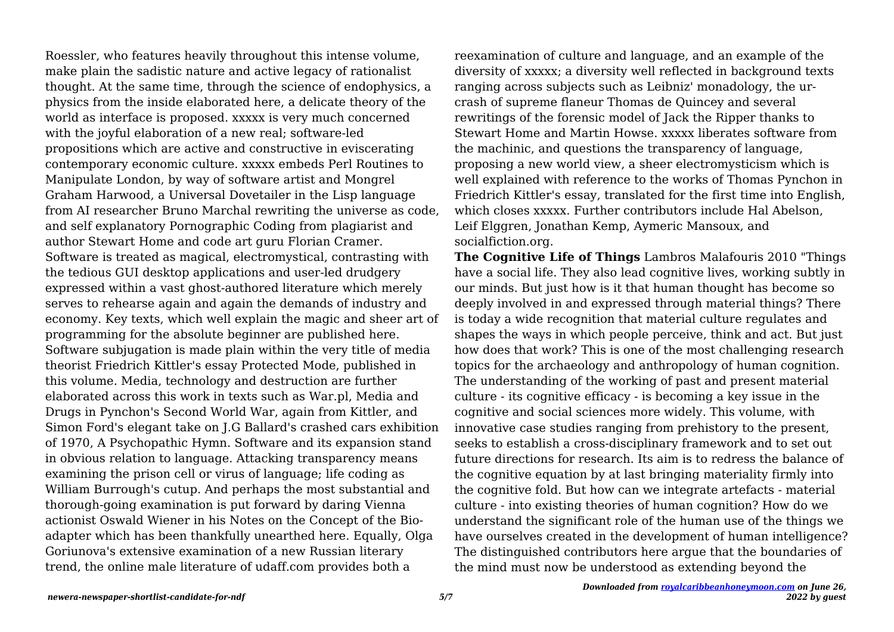Roessler, who features heavily throughout this intense volume, make plain the sadistic nature and active legacy of rationalist thought. At the same time, through the science of endophysics, a physics from the inside elaborated here, a delicate theory of the world as interface is proposed. xxxxx is very much concerned with the joyful elaboration of a new real; software-led propositions which are active and constructive in eviscerating contemporary economic culture. xxxxx embeds Perl Routines to Manipulate London, by way of software artist and Mongrel Graham Harwood, a Universal Dovetailer in the Lisp language from AI researcher Bruno Marchal rewriting the universe as code, and self explanatory Pornographic Coding from plagiarist and author Stewart Home and code art guru Florian Cramer. Software is treated as magical, electromystical, contrasting with the tedious GUI desktop applications and user-led drudgery expressed within a vast ghost-authored literature which merely serves to rehearse again and again the demands of industry and economy. Key texts, which well explain the magic and sheer art of programming for the absolute beginner are published here. Software subjugation is made plain within the very title of media theorist Friedrich Kittler's essay Protected Mode, published in this volume. Media, technology and destruction are further elaborated across this work in texts such as War.pl, Media and Drugs in Pynchon's Second World War, again from Kittler, and Simon Ford's elegant take on J.G Ballard's crashed cars exhibition of 1970, A Psychopathic Hymn. Software and its expansion stand in obvious relation to language. Attacking transparency means examining the prison cell or virus of language; life coding as William Burrough's cutup. And perhaps the most substantial and thorough-going examination is put forward by daring Vienna actionist Oswald Wiener in his Notes on the Concept of the Bio-adapter which has been thankfully unearthed here. Equally, Olga Goriunova's extensive examination of a new Russian literary trend, the online male literature of udaff.com provides both a reexamination of culture and language, and an example of the diversity of xxxxx; a diversity well reflected in background texts ranging across subjects such as Leibniz' monadology, the ur-crash of supreme flaneur Thomas de Quincey and several rewritings of the forensic model of Jack the Ripper thanks to Stewart Home and Martin Howse. xxxxx liberates software from the machinic, and questions the transparency of language, proposing a new world view, a sheer electromysticism which is well explained with reference to the works of Thomas Pynchon in Friedrich Kittler's essay, translated for the first time into English, which closes xxxxx. Further contributors include Hal Abelson, Leif Elggren, Jonathan Kemp, Aymeric Mansoux, and socialfiction.org.

**The Cognitive Life of Things** Lambros Malafouris 2010 "Things have a social life. They also lead cognitive lives, working subtly in our minds. But just how is it that human thought has become so deeply involved in and expressed through material things? There is today a wide recognition that material culture regulates and shapes the ways in which people perceive, think and act. But just how does that work? This is one of the most challenging research topics for the archaeology and anthropology of human cognition. The understanding of the working of past and present material culture - its cognitive efficacy - is becoming a key issue in the cognitive and social sciences more widely. This volume, with innovative case studies ranging from prehistory to the present, seeks to establish a cross-disciplinary framework and to set out future directions for research. Its aim is to redress the balance of the cognitive equation by at last bringing materiality firmly into the cognitive fold. But how can we integrate artefacts - material culture - into existing theories of human cognition? How do we understand the significant role of the human use of the things we have ourselves created in the development of human intelligence? The distinguished contributors here argue that the boundaries of the mind must now be understood as extending beyond the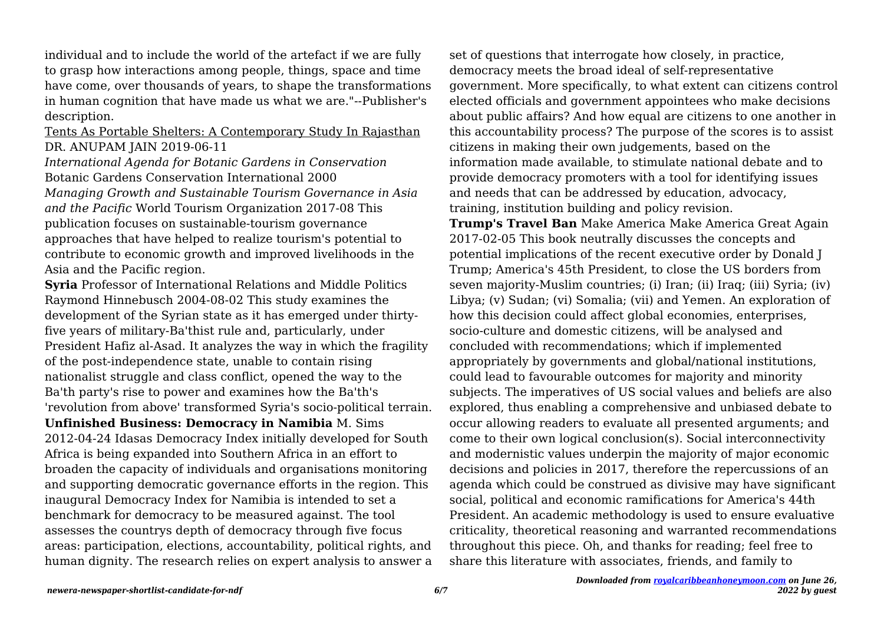individual and to include the world of the artefact if we are fully to grasp how interactions among people, things, space and time have come, over thousands of years, to shape the transformations in human cognition that have made us what we are."--Publisher's description.

Tents As Portable Shelters: A Contemporary Study In Rajasthan DR. ANUPAM JAIN 2019-06-11

*International Agenda for Botanic Gardens in Conservation* Botanic Gardens Conservation International 2000

*Managing Growth and Sustainable Tourism Governance in Asia and the Pacific* World Tourism Organization 2017-08 This publication focuses on sustainable-tourism governance approaches that have helped to realize tourism's potential to contribute to economic growth and improved livelihoods in the Asia and the Pacific region.

**Syria** Professor of International Relations and Middle Politics Raymond Hinnebusch 2004-08-02 This study examines the development of the Syrian state as it has emerged under thirty-five years of military-Ba'thist rule and, particularly, under President Hafiz al-Asad. It analyzes the way in which the fragility of the post-independence state, unable to contain rising nationalist struggle and class conflict, opened the way to the Ba'th party's rise to power and examines how the Ba'th's 'revolution from above' transformed Syria's socio-political terrain.

**Unfinished Business: Democracy in Namibia** M. Sims 2012-04-24 Idasas Democracy Index initially developed for South Africa is being expanded into Southern Africa in an effort to broaden the capacity of individuals and organisations monitoring and supporting democratic governance efforts in the region. This inaugural Democracy Index for Namibia is intended to set a benchmark for democracy to be measured against. The tool assesses the countrys depth of democracy through five focus areas: participation, elections, accountability, political rights, and human dignity. The research relies on expert analysis to answer a set of questions that interrogate how closely, in practice, democracy meets the broad ideal of self-representative government. More specifically, to what extent can citizens control elected officials and government appointees who make decisions about public affairs? And how equal are citizens to one another in this accountability process? The purpose of the scores is to assist citizens in making their own judgements, based on the information made available, to stimulate national debate and to provide democracy promoters with a tool for identifying issues and needs that can be addressed by education, advocacy, training, institution building and policy revision.

**Trump's Travel Ban** Make America Make America Great Again 2017-02-05 This book neutrally discusses the concepts and potential implications of the recent executive order by Donald J Trump; America's 45th President, to close the US borders from seven majority-Muslim countries; (i) Iran; (ii) Iraq; (iii) Syria; (iv) Libya; (v) Sudan; (vi) Somalia; (vii) and Yemen. An exploration of how this decision could affect global economies, enterprises, socio-culture and domestic citizens, will be analysed and concluded with recommendations; which if implemented appropriately by governments and global/national institutions, could lead to favourable outcomes for majority and minority subjects. The imperatives of US social values and beliefs are also explored, thus enabling a comprehensive and unbiased debate to occur allowing readers to evaluate all presented arguments; and come to their own logical conclusion(s). Social interconnectivity and modernistic values underpin the majority of major economic decisions and policies in 2017, therefore the repercussions of an agenda which could be construed as divisive may have significant social, political and economic ramifications for America's 44th President. An academic methodology is used to ensure evaluative criticality, theoretical reasoning and warranted recommendations throughout this piece. Oh, and thanks for reading; feel free to share this literature with associates, friends, and family to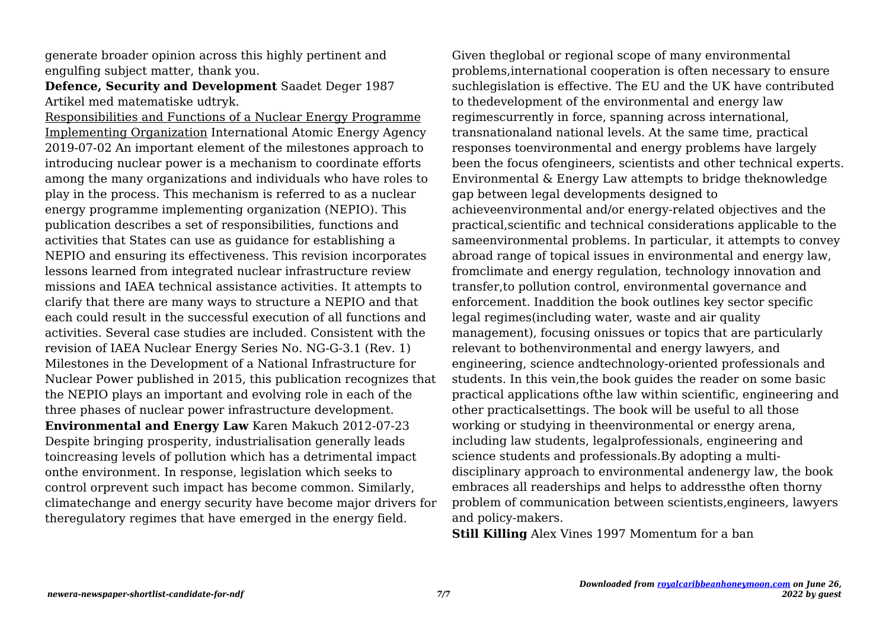generate broader opinion across this highly pertinent and engulfing subject matter, thank you.

**Defence, Security and Development** Saadet Deger 1987 Artikel med matematiske udtryk.

Responsibilities and Functions of a Nuclear Energy Programme Implementing Organization International Atomic Energy Agency 2019-07-02 An important element of the milestones approach to introducing nuclear power is a mechanism to coordinate efforts among the many organizations and individuals who have roles to play in the process. This mechanism is referred to as a nuclear energy programme implementing organization (NEPIO). This publication describes a set of responsibilities, functions and activities that States can use as guidance for establishing a NEPIO and ensuring its effectiveness. This revision incorporates lessons learned from integrated nuclear infrastructure review missions and IAEA technical assistance activities. It attempts to clarify that there are many ways to structure a NEPIO and that each could result in the successful execution of all functions and activities. Several case studies are included. Consistent with the revision of IAEA Nuclear Energy Series No. NG-G-3.1 (Rev. 1) Milestones in the Development of a National Infrastructure for Nuclear Power published in 2015, this publication recognizes that the NEPIO plays an important and evolving role in each of the three phases of nuclear power infrastructure development.

**Environmental and Energy Law** Karen Makuch 2012-07-23 Despite bringing prosperity, industrialisation generally leads toincreasing levels of pollution which has a detrimental impact onthe environment. In response, legislation which seeks to control orprevent such impact has become common. Similarly, climatechange and energy security have become major drivers for theregulatory regimes that have emerged in the energy field. Given theglobal or regional scope of many environmental problems,international cooperation is often necessary to ensure suchlegislation is effective. The EU and the UK have contributed to thedevelopment of the environmental and energy law regimescurrently in force, spanning across international, transnationaland national levels. At the same time, practical responses toenvironmental and energy problems have largely been the focus ofengineers, scientists and other technical experts. Environmental & Energy Law attempts to bridge theknowledge gap between legal developments designed to achieveenvironmental and/or energy-related objectives and the practical,scientific and technical considerations applicable to the sameenvironmental problems. In particular, it attempts to convey abroad range of topical issues in environmental and energy law, fromclimate and energy regulation, technology innovation and transfer,to pollution control, environmental governance and enforcement. Inaddition the book outlines key sector specific legal regimes(including water, waste and air quality management), focusing onissues or topics that are particularly relevant to bothenvironmental and energy lawyers, and engineering, science andtechnology-oriented professionals and students. In this vein,the book guides the reader on some basic practical applications ofthe law within scientific, engineering and other practicalsettings. The book will be useful to all those working or studying in theenvironmental or energy arena, including law students, legalprofessionals, engineering and science students and professionals.By adopting a multi-disciplinary approach to environmental andenergy law, the book embraces all readerships and helps to addressthe often thorny problem of communication between scientists,engineers, lawyers and policy-makers.

**Still Killing** Alex Vines 1997 Momentum for a ban